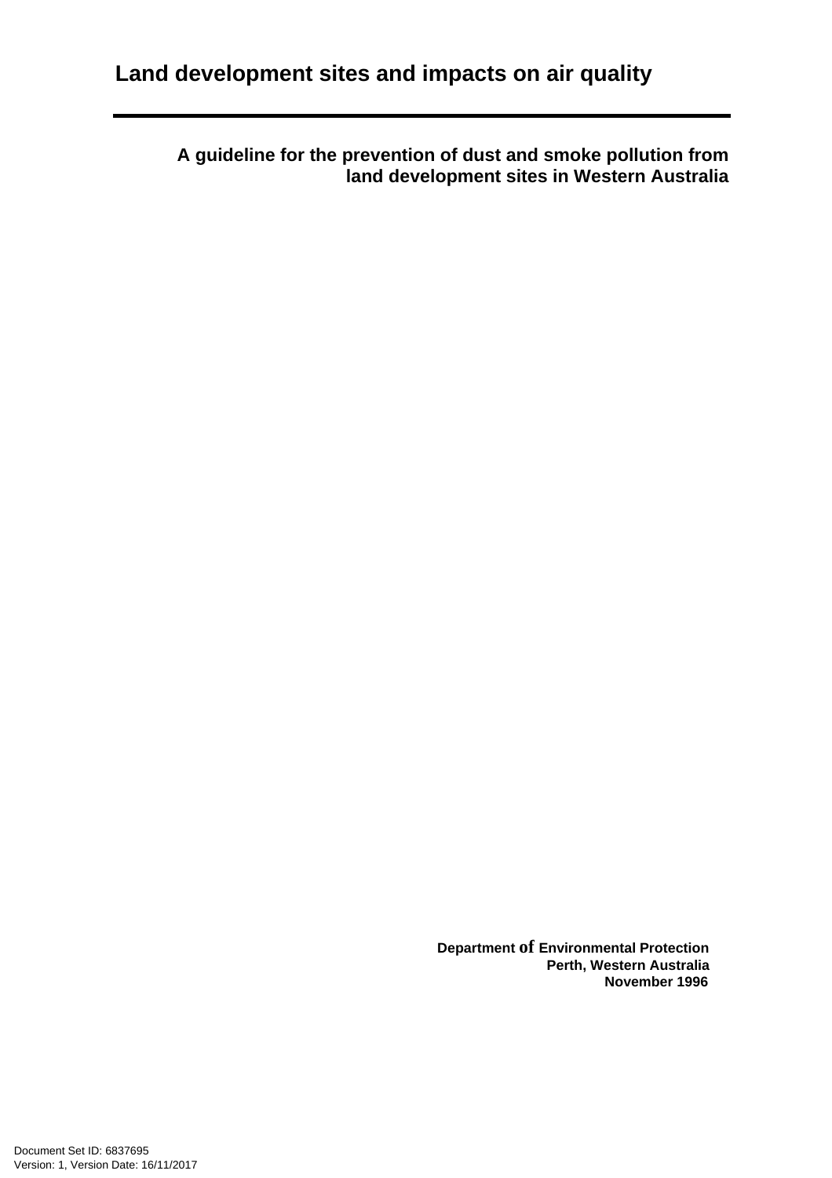# Land development sites and impacts on air quality

## A guideline for the prevention of dust and smoke pollution from land development sites in Western Australia

**Department of Environmental Protection**
**Perth, Western Australia**
**November 1996**

Document Set ID: 6837695
Version: 1, Version Date: 16/11/2017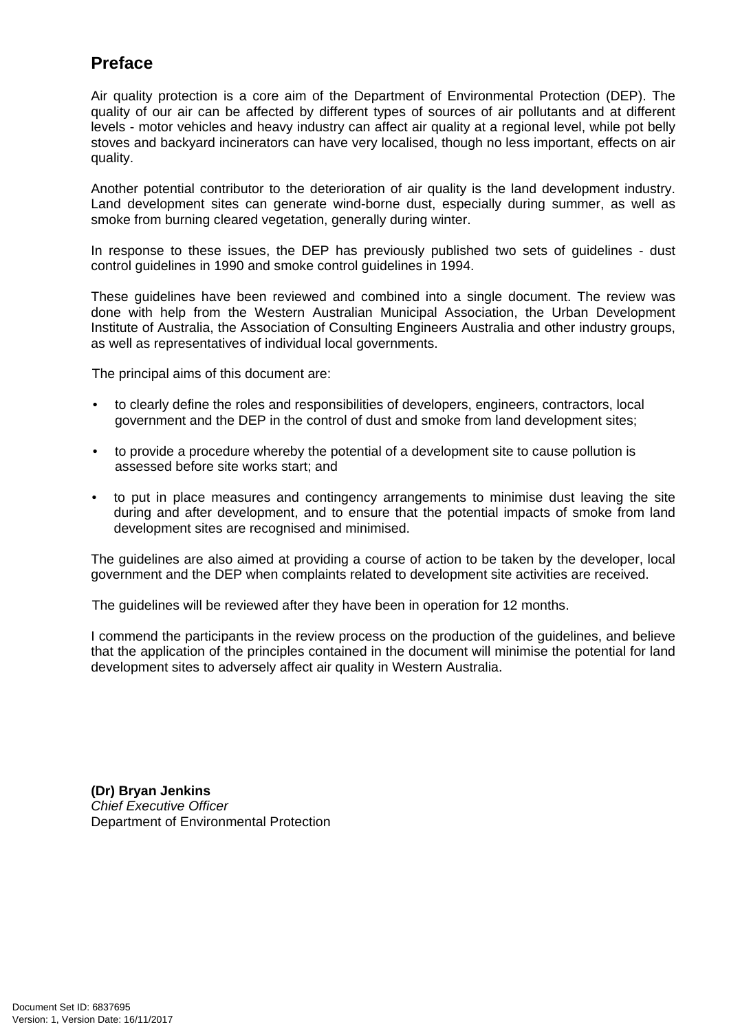## Preface

Air quality protection is a core aim of the Department of Environmental Protection (DEP). The quality of our air can be affected by different types of sources of air pollutants and at different levels - motor vehicles and heavy industry can affect air quality at a regional level, while pot belly stoves and backyard incinerators can have very localised, though no less important, effects on air quality.

Another potential contributor to the deterioration of air quality is the land development industry. Land development sites can generate wind-borne dust, especially during summer, as well as smoke from burning cleared vegetation, generally during winter.

In response to these issues, the DEP has previously published two sets of guidelines - dust control guidelines in 1990 and smoke control guidelines in 1994.

These guidelines have been reviewed and combined into a single document. The review was done with help from the Western Australian Municipal Association, the Urban Development Institute of Australia, the Association of Consulting Engineers Australia and other industry groups, as well as representatives of individual local governments.

The principal aims of this document are:

- to clearly define the roles and responsibilities of developers, engineers, contractors, local government and the DEP in the control of dust and smoke from land development sites;
- to provide a procedure whereby the potential of a development site to cause pollution is assessed before site works start; and
- to put in place measures and contingency arrangements to minimise dust leaving the site during and after development, and to ensure that the potential impacts of smoke from land development sites are recognised and minimised.

The guidelines are also aimed at providing a course of action to be taken by the developer, local government and the DEP when complaints related to development site activities are received.

The guidelines will be reviewed after they have been in operation for 12 months.

I commend the participants in the review process on the production of the guidelines, and believe that the application of the principles contained in the document will minimise the potential for land development sites to adversely affect air quality in Western Australia.

**(Dr) Bryan Jenkins**
*Chief Executive Officer*
Department of Environmental Protection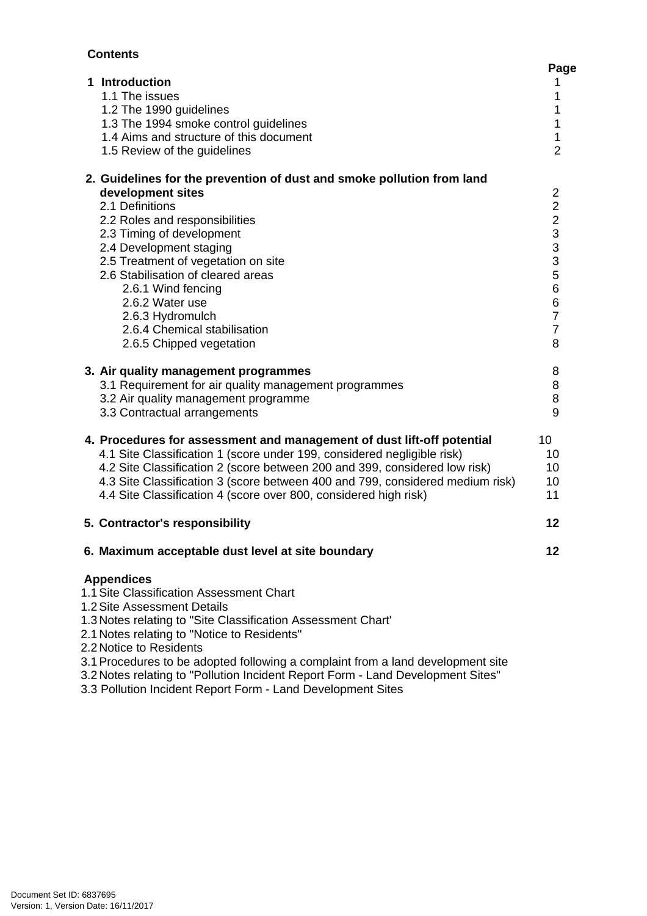## Contents

| | Page |
|---|---|
| **1 Introduction** | 1 |
| 1.1 The issues | 1 |
| 1.2 The 1990 guidelines | 1 |
| 1.3 The 1994 smoke control guidelines | 1 |
| 1.4 Aims and structure of this document | 1 |
| 1.5 Review of the guidelines | 2 |
| **2. Guidelines for the prevention of dust and smoke pollution from land development sites** | 2 |
| 2.1 Definitions | 2 |
| 2.2 Roles and responsibilities | 2 |
| 2.3 Timing of development | 3 |
| 2.4 Development staging | 3 |
| 2.5 Treatment of vegetation on site | 3 |
| 2.6 Stabilisation of cleared areas | 5 |
| 2.6.1 Wind fencing | 6 |
| 2.6.2 Water use | 6 |
| 2.6.3 Hydromulch | 7 |
| 2.6.4 Chemical stabilisation | 7 |
| 2.6.5 Chipped vegetation | 8 |
| **3. Air quality management programmes** | 8 |
| 3.1 Requirement for air quality management programmes | 8 |
| 3.2 Air quality management programme | 8 |
| 3.3 Contractual arrangements | 9 |
| **4. Procedures for assessment and management of dust lift-off potential** | 10 |
| 4.1 Site Classification 1 (score under 199, considered negligible risk) | 10 |
| 4.2 Site Classification 2 (score between 200 and 399, considered low risk) | 10 |
| 4.3 Site Classification 3 (score between 400 and 799, considered medium risk) | 10 |
| 4.4 Site Classification 4 (score over 800, considered high risk) | 11 |
| **5. Contractor's responsibility** | **12** |
| **6. Maximum acceptable dust level at site boundary** | **12** |

**Appendices**

1.1 Site Classification Assessment Chart
1.2 Site Assessment Details
1.3 Notes relating to "Site Classification Assessment Chart'
2.1 Notes relating to "Notice to Residents"
2.2 Notice to Residents
3.1 Procedures to be adopted following a complaint from a land development site
3.2 Notes relating to "Pollution Incident Report Form - Land Development Sites"
3.3 Pollution Incident Report Form - Land Development Sites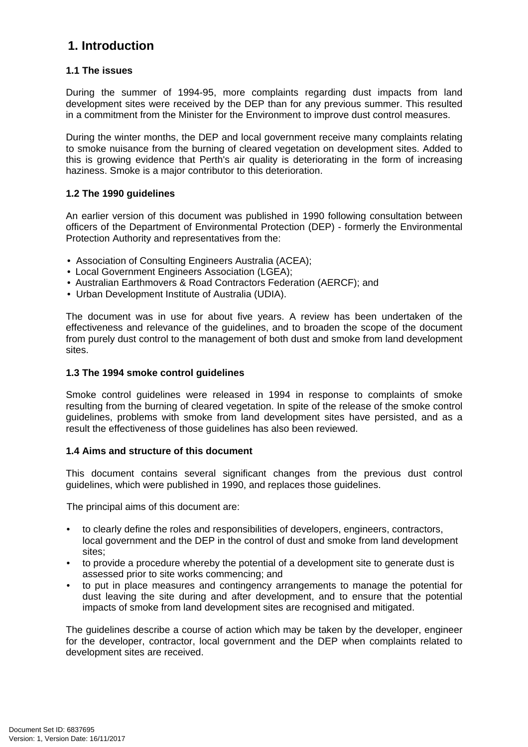# 1. Introduction

### 1.1 The issues

During the summer of 1994-95, more complaints regarding dust impacts from land development sites were received by the DEP than for any previous summer. This resulted in a commitment from the Minister for the Environment to improve dust control measures.

During the winter months, the DEP and local government receive many complaints relating to smoke nuisance from the burning of cleared vegetation on development sites. Added to this is growing evidence that Perth's air quality is deteriorating in the form of increasing haziness. Smoke is a major contributor to this deterioration.

### 1.2 The 1990 guidelines

An earlier version of this document was published in 1990 following consultation between officers of the Department of Environmental Protection (DEP) - formerly the Environmental Protection Authority and representatives from the:

- Association of Consulting Engineers Australia (ACEA);
- Local Government Engineers Association (LGEA);
- Australian Earthmovers & Road Contractors Federation (AERCF); and
- Urban Development Institute of Australia (UDIA).

The document was in use for about five years. A review has been undertaken of the effectiveness and relevance of the guidelines, and to broaden the scope of the document from purely dust control to the management of both dust and smoke from land development sites.

### 1.3 The 1994 smoke control guidelines

Smoke control guidelines were released in 1994 in response to complaints of smoke resulting from the burning of cleared vegetation. In spite of the release of the smoke control guidelines, problems with smoke from land development sites have persisted, and as a result the effectiveness of those guidelines has also been reviewed.

### 1.4 Aims and structure of this document

This document contains several significant changes from the previous dust control guidelines, which were published in 1990, and replaces those guidelines.

The principal aims of this document are:

- to clearly define the roles and responsibilities of developers, engineers, contractors, local government and the DEP in the control of dust and smoke from land development sites;
- to provide a procedure whereby the potential of a development site to generate dust is assessed prior to site works commencing; and
- to put in place measures and contingency arrangements to manage the potential for dust leaving the site during and after development, and to ensure that the potential impacts of smoke from land development sites are recognised and mitigated.

The guidelines describe a course of action which may be taken by the developer, engineer for the developer, contractor, local government and the DEP when complaints related to development sites are received.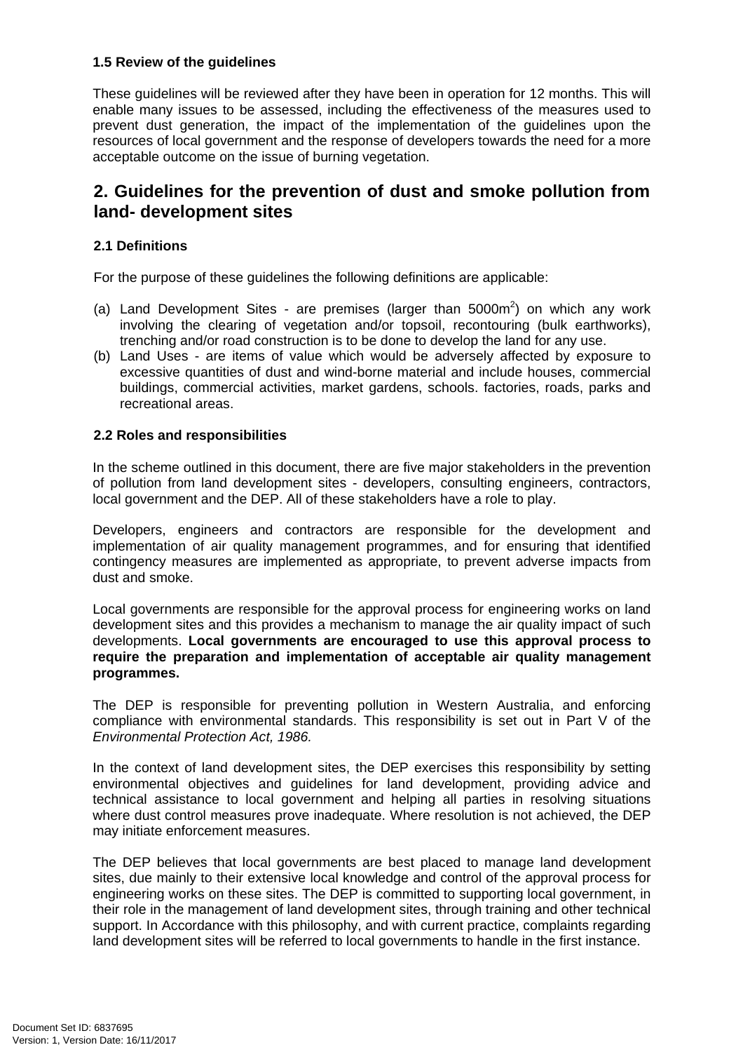### 1.5 Review of the guidelines

These guidelines will be reviewed after they have been in operation for 12 months. This will enable many issues to be assessed, including the effectiveness of the measures used to prevent dust generation, the impact of the implementation of the guidelines upon the resources of local government and the response of developers towards the need for a more acceptable outcome on the issue of burning vegetation.

## 2. Guidelines for the prevention of dust and smoke pollution from land- development sites

### 2.1 Definitions

For the purpose of these guidelines the following definitions are applicable:

(a) Land Development Sites - are premises (larger than 5000m$^2$) on which any work involving the clearing of vegetation and/or topsoil, recontouring (bulk earthworks), trenching and/or road construction is to be done to develop the land for any use.

(b) Land Uses - are items of value which would be adversely affected by exposure to excessive quantities of dust and wind-borne material and include houses, commercial buildings, commercial activities, market gardens, schools. factories, roads, parks and recreational areas.

### 2.2 Roles and responsibilities

In the scheme outlined in this document, there are five major stakeholders in the prevention of pollution from land development sites - developers, consulting engineers, contractors, local government and the DEP. All of these stakeholders have a role to play.

Developers, engineers and contractors are responsible for the development and implementation of air quality management programmes, and for ensuring that identified contingency measures are implemented as appropriate, to prevent adverse impacts from dust and smoke.

Local governments are responsible for the approval process for engineering works on land development sites and this provides a mechanism to manage the air quality impact of such developments. **Local governments are encouraged to use this approval process to require the preparation and implementation of acceptable air quality management programmes.**

The DEP is responsible for preventing pollution in Western Australia, and enforcing compliance with environmental standards. This responsibility is set out in Part V of the *Environmental Protection Act, 1986.*

In the context of land development sites, the DEP exercises this responsibility by setting environmental objectives and guidelines for land development, providing advice and technical assistance to local government and helping all parties in resolving situations where dust control measures prove inadequate. Where resolution is not achieved, the DEP may initiate enforcement measures.

The DEP believes that local governments are best placed to manage land development sites, due mainly to their extensive local knowledge and control of the approval process for engineering works on these sites. The DEP is committed to supporting local government, in their role in the management of land development sites, through training and other technical support. In Accordance with this philosophy, and with current practice, complaints regarding land development sites will be referred to local governments to handle in the first instance.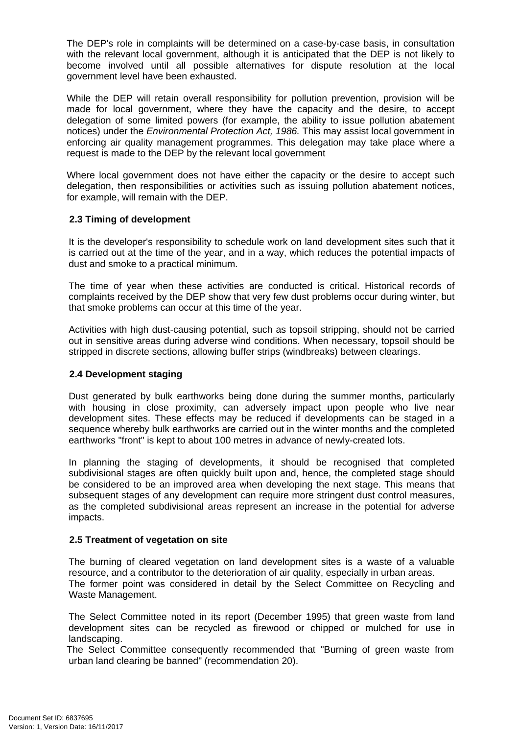The DEP's role in complaints will be determined on a case-by-case basis, in consultation with the relevant local government, although it is anticipated that the DEP is not likely to become involved until all possible alternatives for dispute resolution at the local government level have been exhausted.

While the DEP will retain overall responsibility for pollution prevention, provision will be made for local government, where they have the capacity and the desire, to accept delegation of some limited powers (for example, the ability to issue pollution abatement notices) under the *Environmental Protection Act, 1986.* This may assist local government in enforcing air quality management programmes. This delegation may take place where a request is made to the DEP by the relevant local government

Where local government does not have either the capacity or the desire to accept such delegation, then responsibilities or activities such as issuing pollution abatement notices, for example, will remain with the DEP.

### 2.3 Timing of development

It is the developer's responsibility to schedule work on land development sites such that it is carried out at the time of the year, and in a way, which reduces the potential impacts of dust and smoke to a practical minimum.

The time of year when these activities are conducted is critical. Historical records of complaints received by the DEP show that very few dust problems occur during winter, but that smoke problems can occur at this time of the year.

Activities with high dust-causing potential, such as topsoil stripping, should not be carried out in sensitive areas during adverse wind conditions. When necessary, topsoil should be stripped in discrete sections, allowing buffer strips (windbreaks) between clearings.

### 2.4 Development staging

Dust generated by bulk earthworks being done during the summer months, particularly with housing in close proximity, can adversely impact upon people who live near development sites. These effects may be reduced if developments can be staged in a sequence whereby bulk earthworks are carried out in the winter months and the completed earthworks "front" is kept to about 100 metres in advance of newly-created lots.

In planning the staging of developments, it should be recognised that completed subdivisional stages are often quickly built upon and, hence, the completed stage should be considered to be an improved area when developing the next stage. This means that subsequent stages of any development can require more stringent dust control measures, as the completed subdivisional areas represent an increase in the potential for adverse impacts.

### 2.5 Treatment of vegetation on site

The burning of cleared vegetation on land development sites is a waste of a valuable resource, and a contributor to the deterioration of air quality, especially in urban areas.
The former point was considered in detail by the Select Committee on Recycling and Waste Management.

The Select Committee noted in its report (December 1995) that green waste from land development sites can be recycled as firewood or chipped or mulched for use in landscaping.
The Select Committee consequently recommended that "Burning of green waste from urban land clearing be banned" (recommendation 20).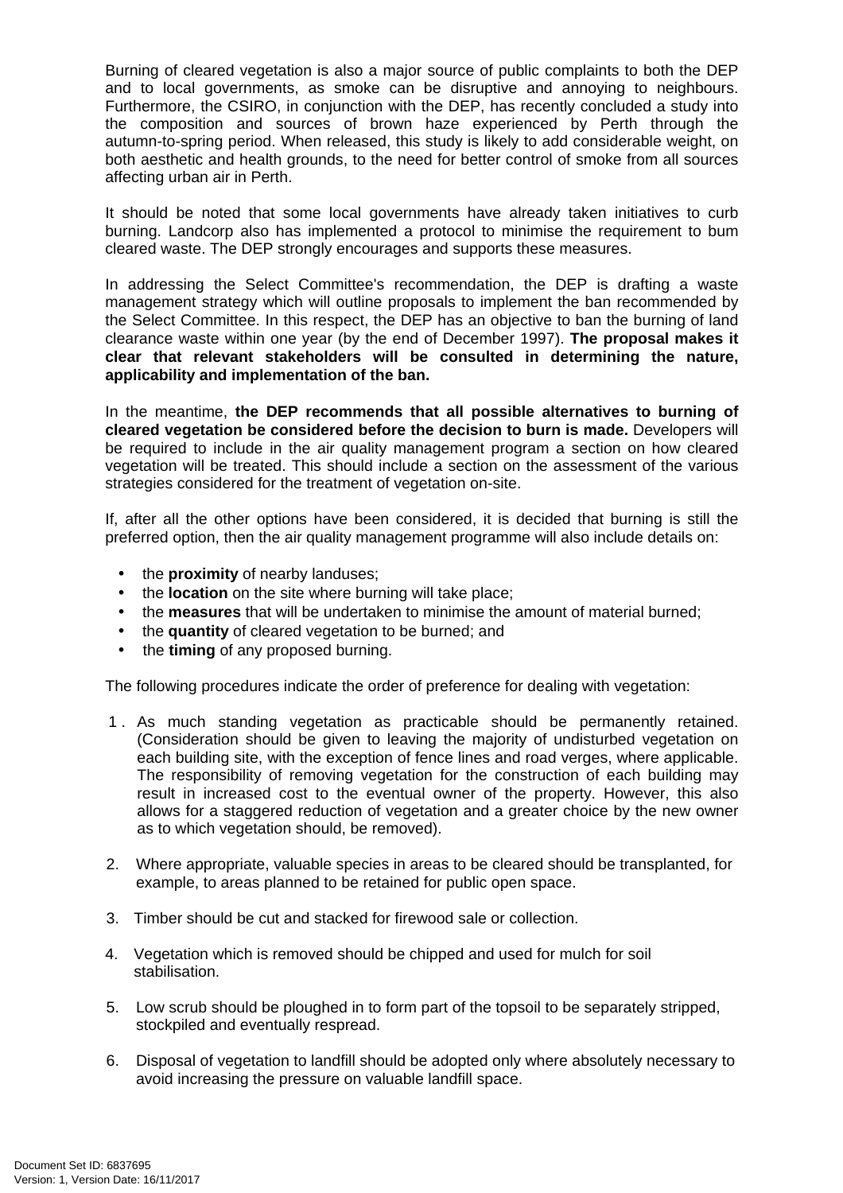Burning of cleared vegetation is also a major source of public complaints to both the DEP and to local governments, as smoke can be disruptive and annoying to neighbours. Furthermore, the CSIRO, in conjunction with the DEP, has recently concluded a study into the composition and sources of brown haze experienced by Perth through the autumn-to-spring period. When released, this study is likely to add considerable weight, on both aesthetic and health grounds, to the need for better control of smoke from all sources affecting urban air in Perth.

It should be noted that some local governments have already taken initiatives to curb burning. Landcorp also has implemented a protocol to minimise the requirement to bum cleared waste. The DEP strongly encourages and supports these measures.

In addressing the Select Committee's recommendation, the DEP is drafting a waste management strategy which will outline proposals to implement the ban recommended by the Select Committee. In this respect, the DEP has an objective to ban the burning of land clearance waste within one year (by the end of December 1997). **The proposal makes it clear that relevant stakeholders will be consulted in determining the nature, applicability and implementation of the ban.**

In the meantime, **the DEP recommends that all possible alternatives to burning of cleared vegetation be considered before the decision to burn is made.** Developers will be required to include in the air quality management program a section on how cleared vegetation will be treated. This should include a section on the assessment of the various strategies considered for the treatment of vegetation on-site.

If, after all the other options have been considered, it is decided that burning is still the preferred option, then the air quality management programme will also include details on:

- the **proximity** of nearby landuses;
- the **location** on the site where burning will take place;
- the **measures** that will be undertaken to minimise the amount of material burned;
- the **quantity** of cleared vegetation to be burned; and
- the **timing** of any proposed burning.

The following procedures indicate the order of preference for dealing with vegetation:

1. As much standing vegetation as practicable should be permanently retained. (Consideration should be given to leaving the majority of undisturbed vegetation on each building site, with the exception of fence lines and road verges, where applicable. The responsibility of removing vegetation for the construction of each building may result in increased cost to the eventual owner of the property. However, this also allows for a staggered reduction of vegetation and a greater choice by the new owner as to which vegetation should, be removed).

2. Where appropriate, valuable species in areas to be cleared should be transplanted, for example, to areas planned to be retained for public open space.

3. Timber should be cut and stacked for firewood sale or collection.

4. Vegetation which is removed should be chipped and used for mulch for soil stabilisation.

5. Low scrub should be ploughed in to form part of the topsoil to be separately stripped, stockpiled and eventually respread.

6. Disposal of vegetation to landfill should be adopted only where absolutely necessary to avoid increasing the pressure on valuable landfill space.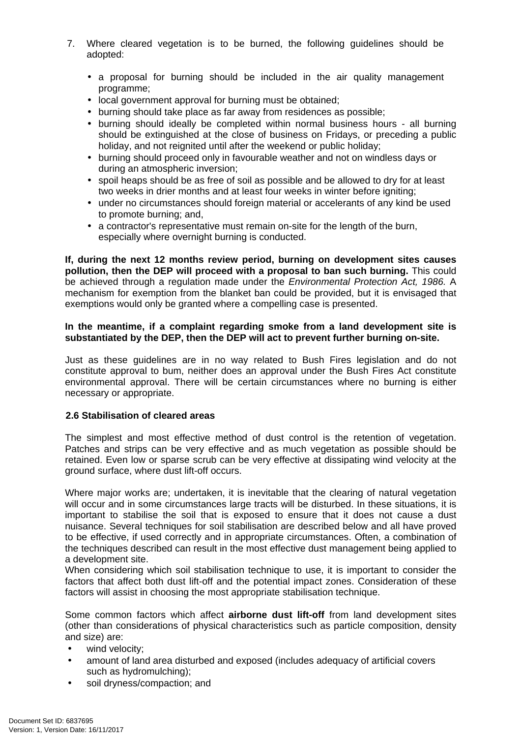7. Where cleared vegetation is to be burned, the following guidelines should be adopted:

   - a proposal for burning should be included in the air quality management programme;
   - local government approval for burning must be obtained;
   - burning should take place as far away from residences as possible;
   - burning should ideally be completed within normal business hours - all burning should be extinguished at the close of business on Fridays, or preceding a public holiday, and not reignited until after the weekend or public holiday;
   - burning should proceed only in favourable weather and not on windless days or during an atmospheric inversion;
   - spoil heaps should be as free of soil as possible and be allowed to dry for at least two weeks in drier months and at least four weeks in winter before igniting;
   - under no circumstances should foreign material or accelerants of any kind be used to promote burning; and,
   - a contractor's representative must remain on-site for the length of the burn, especially where overnight burning is conducted.

**If, during the next 12 months review period, burning on development sites causes pollution, then the DEP will proceed with a proposal to ban such burning.** This could be achieved through a regulation made under the *Environmental Protection Act, 1986.* A mechanism for exemption from the blanket ban could be provided, but it is envisaged that exemptions would only be granted where a compelling case is presented.

**In the meantime, if a complaint regarding smoke from a land development site is substantiated by the DEP, then the DEP will act to prevent further burning on-site.**

Just as these guidelines are in no way related to Bush Fires legislation and do not constitute approval to bum, neither does an approval under the Bush Fires Act constitute environmental approval. There will be certain circumstances where no burning is either necessary or appropriate.

### 2.6 Stabilisation of cleared areas

The simplest and most effective method of dust control is the retention of vegetation. Patches and strips can be very effective and as much vegetation as possible should be retained. Even low or sparse scrub can be very effective at dissipating wind velocity at the ground surface, where dust lift-off occurs.

Where major works are; undertaken, it is inevitable that the clearing of natural vegetation will occur and in some circumstances large tracts will be disturbed. In these situations, it is important to stabilise the soil that is exposed to ensure that it does not cause a dust nuisance. Several techniques for soil stabilisation are described below and all have proved to be effective, if used correctly and in appropriate circumstances. Often, a combination of the techniques described can result in the most effective dust management being applied to a development site.
When considering which soil stabilisation technique to use, it is important to consider the factors that affect both dust lift-off and the potential impact zones. Consideration of these factors will assist in choosing the most appropriate stabilisation technique.

Some common factors which affect **airborne dust lift-off** from land development sites (other than considerations of physical characteristics such as particle composition, density and size) are:

- wind velocity;
- amount of land area disturbed and exposed (includes adequacy of artificial covers such as hydromulching);
- soil dryness/compaction; and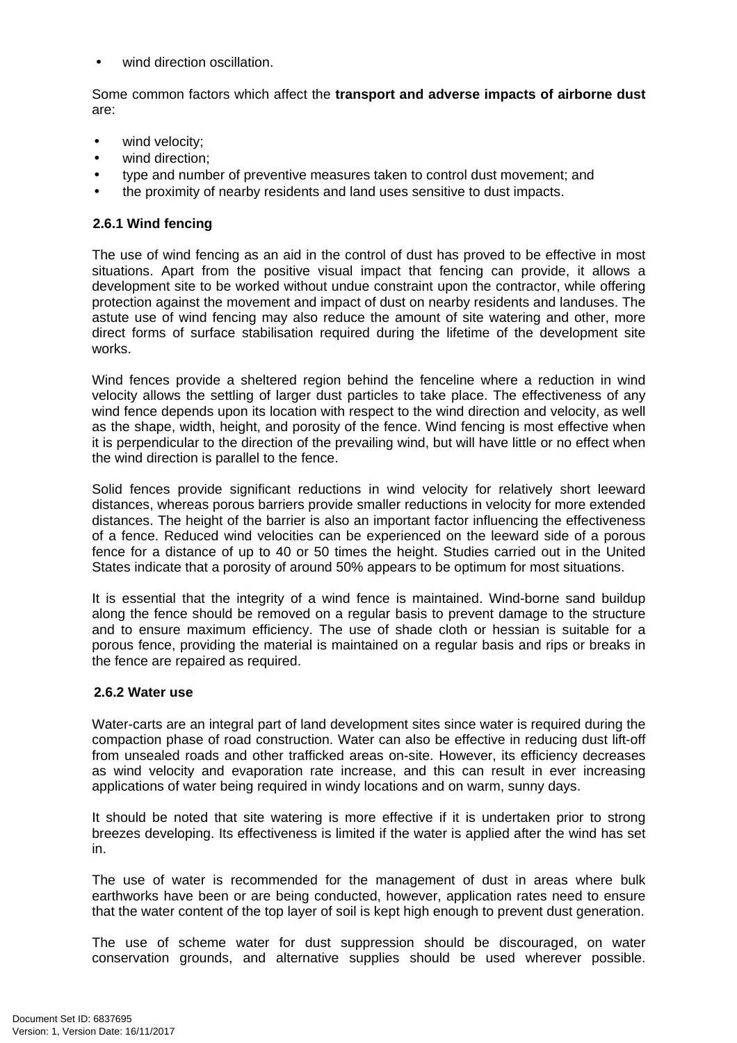- wind direction oscillation.

Some common factors which affect the **transport and adverse impacts of airborne dust** are:

- wind velocity;
- wind direction;
- type and number of preventive measures taken to control dust movement; and
- the proximity of nearby residents and land uses sensitive to dust impacts.

### 2.6.1 Wind fencing

The use of wind fencing as an aid in the control of dust has proved to be effective in most situations. Apart from the positive visual impact that fencing can provide, it allows a development site to be worked without undue constraint upon the contractor, while offering protection against the movement and impact of dust on nearby residents and landuses. The astute use of wind fencing may also reduce the amount of site watering and other, more direct forms of surface stabilisation required during the lifetime of the development site works.

Wind fences provide a sheltered region behind the fenceline where a reduction in wind velocity allows the settling of larger dust particles to take place. The effectiveness of any wind fence depends upon its location with respect to the wind direction and velocity, as well as the shape, width, height, and porosity of the fence. Wind fencing is most effective when it is perpendicular to the direction of the prevailing wind, but will have little or no effect when the wind direction is parallel to the fence.

Solid fences provide significant reductions in wind velocity for relatively short leeward distances, whereas porous barriers provide smaller reductions in velocity for more extended distances. The height of the barrier is also an important factor influencing the effectiveness of a fence. Reduced wind velocities can be experienced on the leeward side of a porous fence for a distance of up to 40 or 50 times the height. Studies carried out in the United States indicate that a porosity of around 50% appears to be optimum for most situations.

It is essential that the integrity of a wind fence is maintained. Wind-borne sand buildup along the fence should be removed on a regular basis to prevent damage to the structure and to ensure maximum efficiency. The use of shade cloth or hessian is suitable for a porous fence, providing the material is maintained on a regular basis and rips or breaks in the fence are repaired as required.

### 2.6.2 Water use

Water-carts are an integral part of land development sites since water is required during the compaction phase of road construction. Water can also be effective in reducing dust lift-off from unsealed roads and other trafficked areas on-site. However, its efficiency decreases as wind velocity and evaporation rate increase, and this can result in ever increasing applications of water being required in windy locations and on warm, sunny days.

It should be noted that site watering is more effective if it is undertaken prior to strong breezes developing. Its effectiveness is limited if the water is applied after the wind has set in.

The use of water is recommended for the management of dust in areas where bulk earthworks have been or are being conducted, however, application rates need to ensure that the water content of the top layer of soil is kept high enough to prevent dust generation.

The use of scheme water for dust suppression should be discouraged, on water conservation grounds, and alternative supplies should be used wherever possible.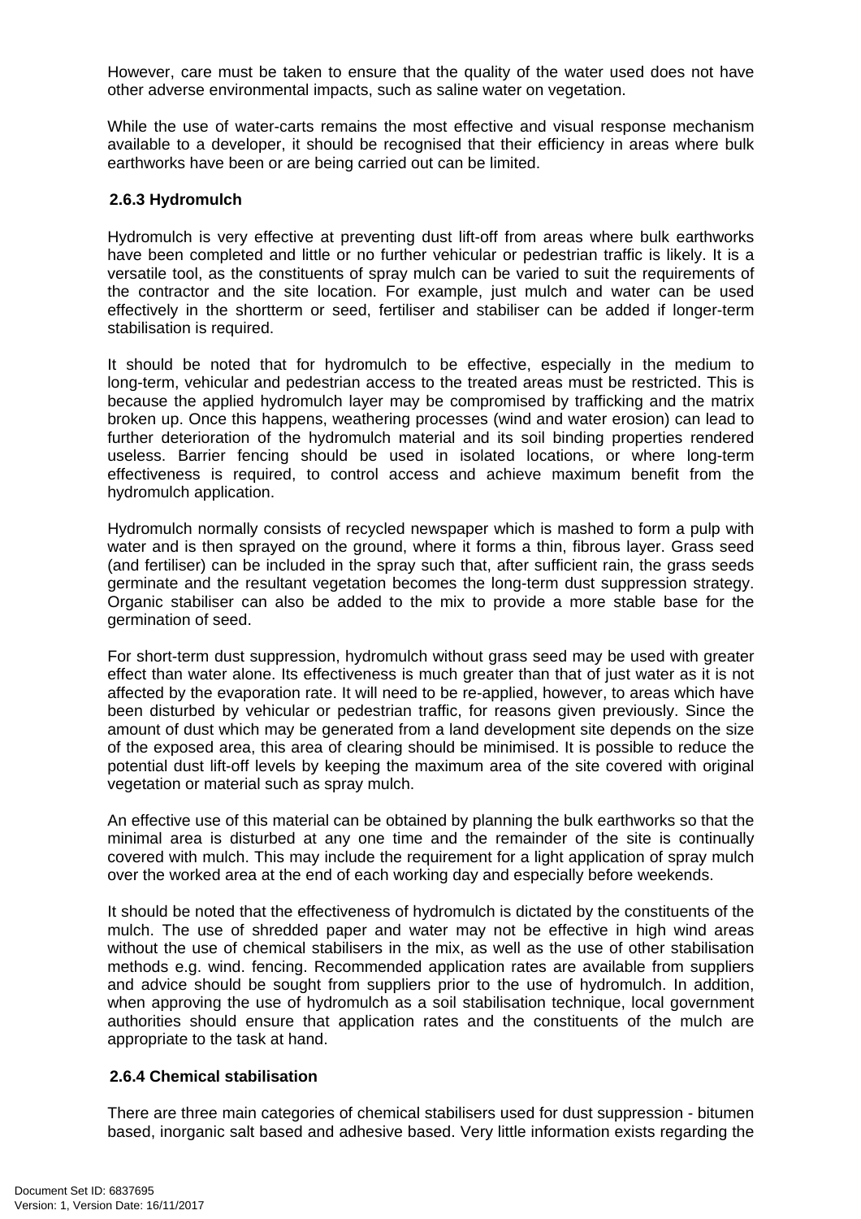However, care must be taken to ensure that the quality of the water used does not have other adverse environmental impacts, such as saline water on vegetation.

While the use of water-carts remains the most effective and visual response mechanism available to a developer, it should be recognised that their efficiency in areas where bulk earthworks have been or are being carried out can be limited.

### 2.6.3 Hydromulch

Hydromulch is very effective at preventing dust lift-off from areas where bulk earthworks have been completed and little or no further vehicular or pedestrian traffic is likely. It is a versatile tool, as the constituents of spray mulch can be varied to suit the requirements of the contractor and the site location. For example, just mulch and water can be used effectively in the shortterm or seed, fertiliser and stabiliser can be added if longer-term stabilisation is required.

It should be noted that for hydromulch to be effective, especially in the medium to long-term, vehicular and pedestrian access to the treated areas must be restricted. This is because the applied hydromulch layer may be compromised by trafficking and the matrix broken up. Once this happens, weathering processes (wind and water erosion) can lead to further deterioration of the hydromulch material and its soil binding properties rendered useless. Barrier fencing should be used in isolated locations, or where long-term effectiveness is required, to control access and achieve maximum benefit from the hydromulch application.

Hydromulch normally consists of recycled newspaper which is mashed to form a pulp with water and is then sprayed on the ground, where it forms a thin, fibrous layer. Grass seed (and fertiliser) can be included in the spray such that, after sufficient rain, the grass seeds germinate and the resultant vegetation becomes the long-term dust suppression strategy. Organic stabiliser can also be added to the mix to provide a more stable base for the germination of seed.

For short-term dust suppression, hydromulch without grass seed may be used with greater effect than water alone. Its effectiveness is much greater than that of just water as it is not affected by the evaporation rate. It will need to be re-applied, however, to areas which have been disturbed by vehicular or pedestrian traffic, for reasons given previously. Since the amount of dust which may be generated from a land development site depends on the size of the exposed area, this area of clearing should be minimised. It is possible to reduce the potential dust lift-off levels by keeping the maximum area of the site covered with original vegetation or material such as spray mulch.

An effective use of this material can be obtained by planning the bulk earthworks so that the minimal area is disturbed at any one time and the remainder of the site is continually covered with mulch. This may include the requirement for a light application of spray mulch over the worked area at the end of each working day and especially before weekends.

It should be noted that the effectiveness of hydromulch is dictated by the constituents of the mulch. The use of shredded paper and water may not be effective in high wind areas without the use of chemical stabilisers in the mix, as well as the use of other stabilisation methods e.g. wind. fencing. Recommended application rates are available from suppliers and advice should be sought from suppliers prior to the use of hydromulch. In addition, when approving the use of hydromulch as a soil stabilisation technique, local government authorities should ensure that application rates and the constituents of the mulch are appropriate to the task at hand.

### 2.6.4 Chemical stabilisation

There are three main categories of chemical stabilisers used for dust suppression - bitumen based, inorganic salt based and adhesive based. Very little information exists regarding the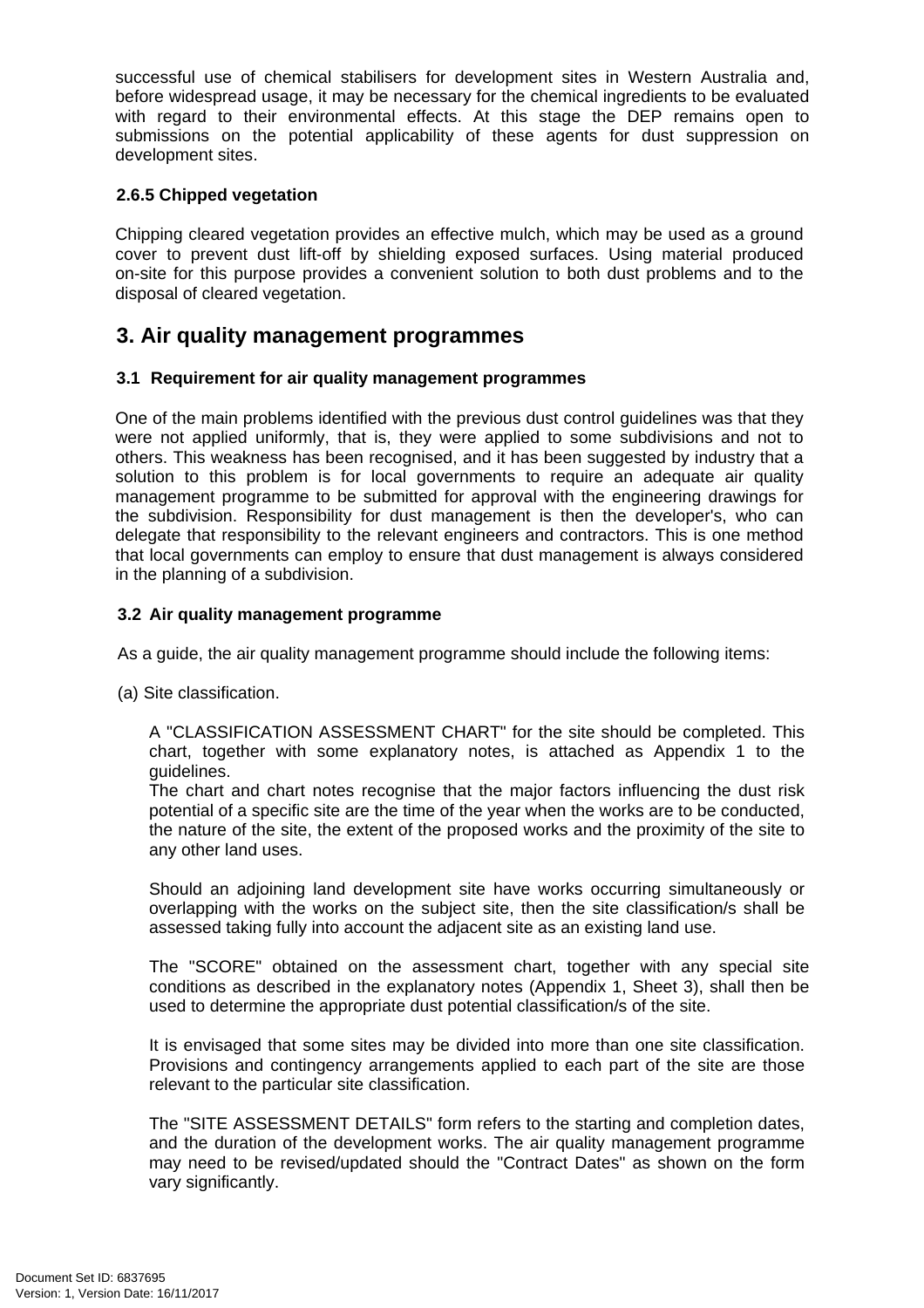successful use of chemical stabilisers for development sites in Western Australia and, before widespread usage, it may be necessary for the chemical ingredients to be evaluated with regard to their environmental effects. At this stage the DEP remains open to submissions on the potential applicability of these agents for dust suppression on development sites.

#### 2.6.5 Chipped vegetation

Chipping cleared vegetation provides an effective mulch, which may be used as a ground cover to prevent dust lift-off by shielding exposed surfaces. Using material produced on-site for this purpose provides a convenient solution to both dust problems and to the disposal of cleared vegetation.

## 3. Air quality management programmes

### 3.1 Requirement for air quality management programmes

One of the main problems identified with the previous dust control guidelines was that they were not applied uniformly, that is, they were applied to some subdivisions and not to others. This weakness has been recognised, and it has been suggested by industry that a solution to this problem is for local governments to require an adequate air quality management programme to be submitted for approval with the engineering drawings for the subdivision. Responsibility for dust management is then the developer's, who can delegate that responsibility to the relevant engineers and contractors. This is one method that local governments can employ to ensure that dust management is always considered in the planning of a subdivision.

### 3.2 Air quality management programme

As a guide, the air quality management programme should include the following items:

(a) Site classification.

A "CLASSIFICATION ASSESSMENT CHART" for the site should be completed. This chart, together with some explanatory notes, is attached as Appendix 1 to the guidelines.
The chart and chart notes recognise that the major factors influencing the dust risk potential of a specific site are the time of the year when the works are to be conducted, the nature of the site, the extent of the proposed works and the proximity of the site to any other land uses.

Should an adjoining land development site have works occurring simultaneously or overlapping with the works on the subject site, then the site classification/s shall be assessed taking fully into account the adjacent site as an existing land use.

The "SCORE" obtained on the assessment chart, together with any special site conditions as described in the explanatory notes (Appendix 1, Sheet 3), shall then be used to determine the appropriate dust potential classification/s of the site.

It is envisaged that some sites may be divided into more than one site classification. Provisions and contingency arrangements applied to each part of the site are those relevant to the particular site classification.

The "SITE ASSESSMENT DETAILS" form refers to the starting and completion dates, and the duration of the development works. The air quality management programme may need to be revised/updated should the "Contract Dates" as shown on the form vary significantly.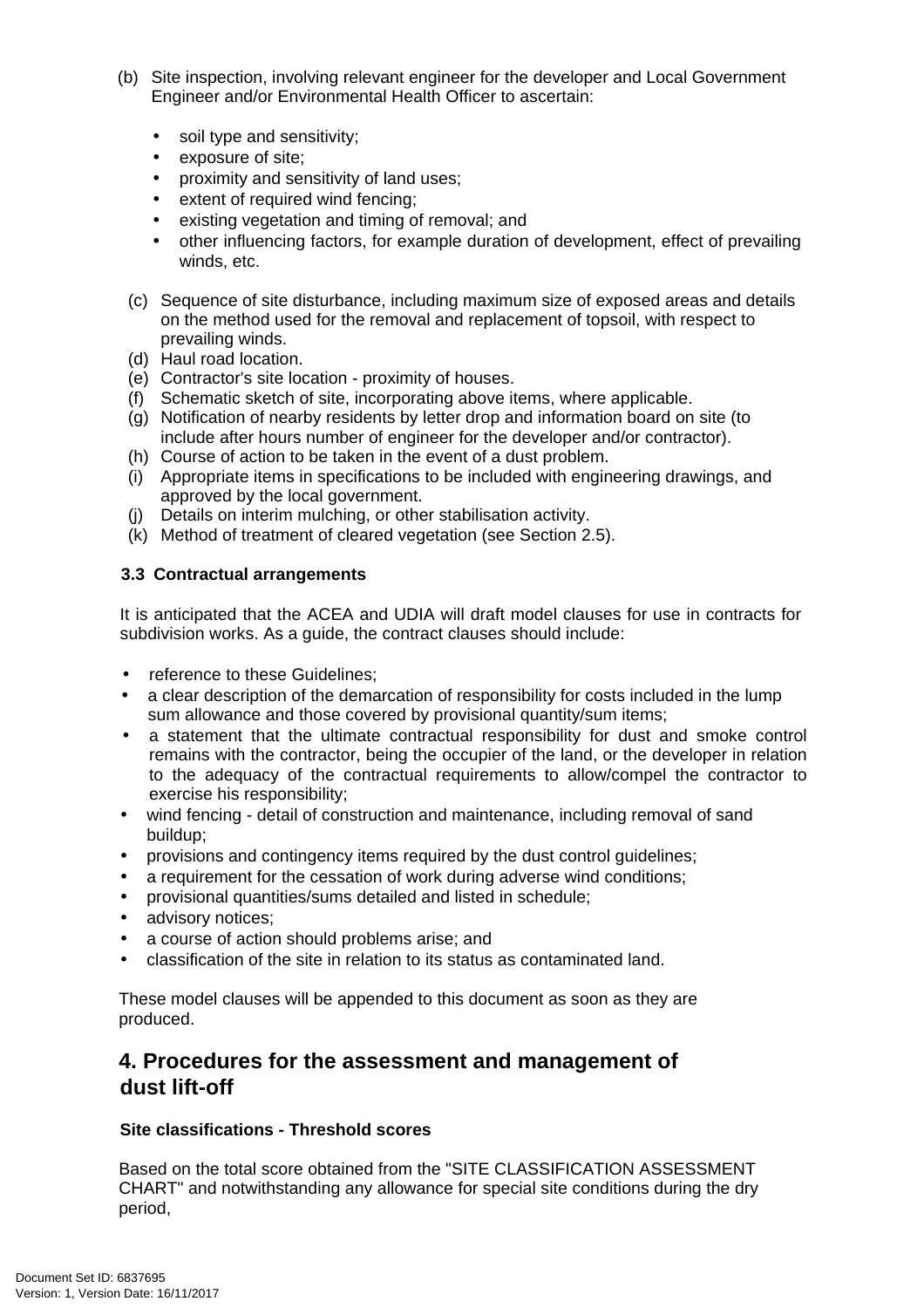(b) Site inspection, involving relevant engineer for the developer and Local Government Engineer and/or Environmental Health Officer to ascertain:

- soil type and sensitivity;
- exposure of site;
- proximity and sensitivity of land uses;
- extent of required wind fencing;
- existing vegetation and timing of removal; and
- other influencing factors, for example duration of development, effect of prevailing winds, etc.

(c) Sequence of site disturbance, including maximum size of exposed areas and details on the method used for the removal and replacement of topsoil, with respect to prevailing winds.
(d) Haul road location.
(e) Contractor's site location - proximity of houses.
(f) Schematic sketch of site, incorporating above items, where applicable.
(g) Notification of nearby residents by letter drop and information board on site (to include after hours number of engineer for the developer and/or contractor).
(h) Course of action to be taken in the event of a dust problem.
(i) Appropriate items in specifications to be included with engineering drawings, and approved by the local government.
(j) Details on interim mulching, or other stabilisation activity.
(k) Method of treatment of cleared vegetation (see Section 2.5).

### 3.3 Contractual arrangements

It is anticipated that the ACEA and UDIA will draft model clauses for use in contracts for subdivision works. As a guide, the contract clauses should include:

- reference to these Guidelines;
- a clear description of the demarcation of responsibility for costs included in the lump sum allowance and those covered by provisional quantity/sum items;
- a statement that the ultimate contractual responsibility for dust and smoke control remains with the contractor, being the occupier of the land, or the developer in relation to the adequacy of the contractual requirements to allow/compel the contractor to exercise his responsibility;
- wind fencing - detail of construction and maintenance, including removal of sand buildup;
- provisions and contingency items required by the dust control guidelines;
- a requirement for the cessation of work during adverse wind conditions;
- provisional quantities/sums detailed and listed in schedule;
- advisory notices;
- a course of action should problems arise; and
- classification of the site in relation to its status as contaminated land.

These model clauses will be appended to this document as soon as they are produced.

## 4. Procedures for the assessment and management of dust lift-off

### Site classifications - Threshold scores

Based on the total score obtained from the "SITE CLASSIFICATION ASSESSMENT CHART" and notwithstanding any allowance for special site conditions during the dry period,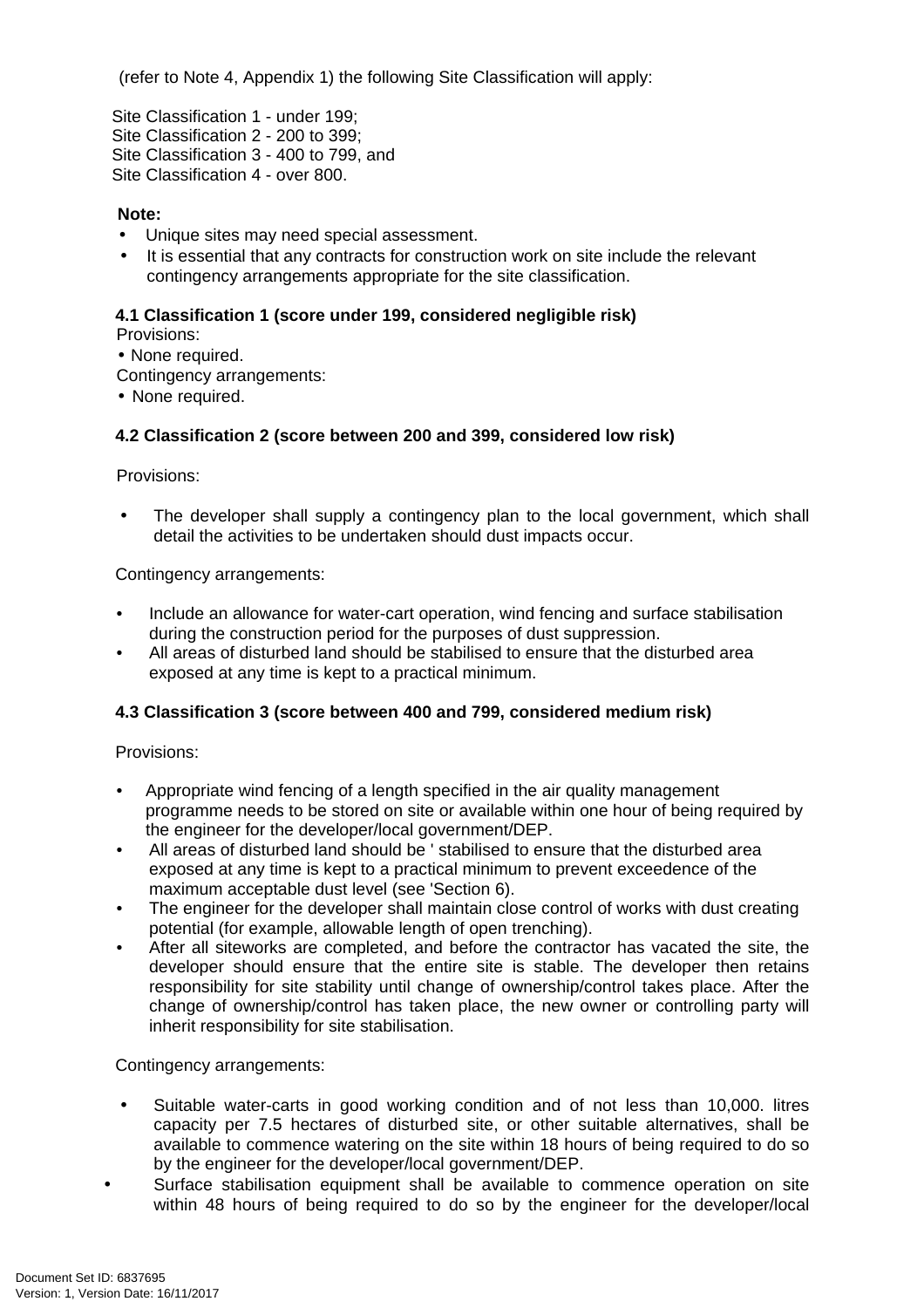(refer to Note 4, Appendix 1) the following Site Classification will apply:

Site Classification 1 - under 199;
Site Classification 2 - 200 to 399;
Site Classification 3 - 400 to 799, and
Site Classification 4 - over 800.

**Note:**

- Unique sites may need special assessment.
- It is essential that any contracts for construction work on site include the relevant contingency arrangements appropriate for the site classification.

**4.1 Classification 1 (score under 199, considered negligible risk)**

Provisions:

- None required.

Contingency arrangements:

- None required.

**4.2 Classification 2 (score between 200 and 399, considered low risk)**

Provisions:

- The developer shall supply a contingency plan to the local government, which shall detail the activities to be undertaken should dust impacts occur.

Contingency arrangements:

- Include an allowance for water-cart operation, wind fencing and surface stabilisation during the construction period for the purposes of dust suppression.
- All areas of disturbed land should be stabilised to ensure that the disturbed area exposed at any time is kept to a practical minimum.

**4.3 Classification 3 (score between 400 and 799, considered medium risk)**

Provisions:

- Appropriate wind fencing of a length specified in the air quality management programme needs to be stored on site or available within one hour of being required by the engineer for the developer/local government/DEP.
- All areas of disturbed land should be ' stabilised to ensure that the disturbed area exposed at any time is kept to a practical minimum to prevent exceedence of the maximum acceptable dust level (see 'Section 6).
- The engineer for the developer shall maintain close control of works with dust creating potential (for example, allowable length of open trenching).
- After all siteworks are completed, and before the contractor has vacated the site, the developer should ensure that the entire site is stable. The developer then retains responsibility for site stability until change of ownership/control takes place. After the change of ownership/control has taken place, the new owner or controlling party will inherit responsibility for site stabilisation.

Contingency arrangements:

- Suitable water-carts in good working condition and of not less than 10,000. litres capacity per 7.5 hectares of disturbed site, or other suitable alternatives, shall be available to commence watering on the site within 18 hours of being required to do so by the engineer for the developer/local government/DEP.
- Surface stabilisation equipment shall be available to commence operation on site within 48 hours of being required to do so by the engineer for the developer/local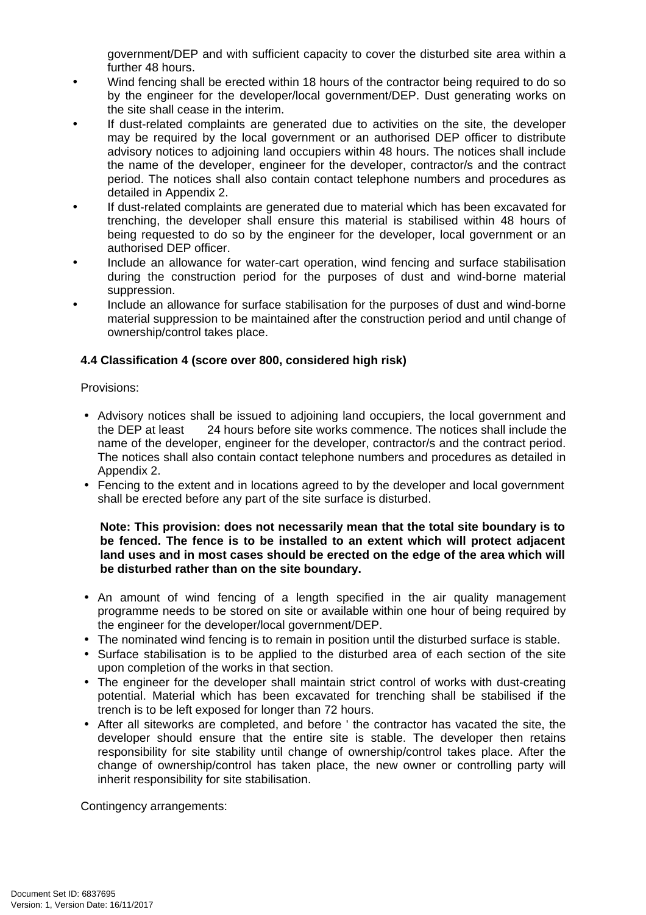government/DEP and with sufficient capacity to cover the disturbed site area within a further 48 hours.

- Wind fencing shall be erected within 18 hours of the contractor being required to do so by the engineer for the developer/local government/DEP. Dust generating works on the site shall cease in the interim.
- If dust-related complaints are generated due to activities on the site, the developer may be required by the local government or an authorised DEP officer to distribute advisory notices to adjoining land occupiers within 48 hours. The notices shall include the name of the developer, engineer for the developer, contractor/s and the contract period. The notices shall also contain contact telephone numbers and procedures as detailed in Appendix 2.
- If dust-related complaints are generated due to material which has been excavated for trenching, the developer shall ensure this material is stabilised within 48 hours of being requested to do so by the engineer for the developer, local government or an authorised DEP officer.
- Include an allowance for water-cart operation, wind fencing and surface stabilisation during the construction period for the purposes of dust and wind-borne material suppression.
- Include an allowance for surface stabilisation for the purposes of dust and wind-borne material suppression to be maintained after the construction period and until change of ownership/control takes place.

### 4.4 Classification 4 (score over 800, considered high risk)

Provisions:

- Advisory notices shall be issued to adjoining land occupiers, the local government and the DEP at least 24 hours before site works commence. The notices shall include the name of the developer, engineer for the developer, contractor/s and the contract period. The notices shall also contain contact telephone numbers and procedures as detailed in Appendix 2.
- Fencing to the extent and in locations agreed to by the developer and local government shall be erected before any part of the site surface is disturbed.

**Note: This provision: does not necessarily mean that the total site boundary is to be fenced. The fence is to be installed to an extent which will protect adjacent land uses and in most cases should be erected on the edge of the area which will be disturbed rather than on the site boundary.**

- An amount of wind fencing of a length specified in the air quality management programme needs to be stored on site or available within one hour of being required by the engineer for the developer/local government/DEP.
- The nominated wind fencing is to remain in position until the disturbed surface is stable.
- Surface stabilisation is to be applied to the disturbed area of each section of the site upon completion of the works in that section.
- The engineer for the developer shall maintain strict control of works with dust-creating potential. Material which has been excavated for trenching shall be stabilised if the trench is to be left exposed for longer than 72 hours.
- After all siteworks are completed, and before ' the contractor has vacated the site, the developer should ensure that the entire site is stable. The developer then retains responsibility for site stability until change of ownership/control takes place. After the change of ownership/control has taken place, the new owner or controlling party will inherit responsibility for site stabilisation.

Contingency arrangements: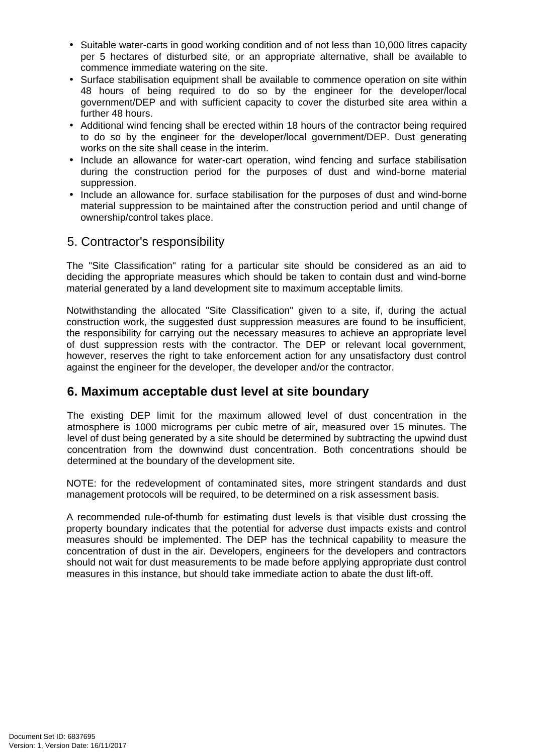- Suitable water-carts in good working condition and of not less than 10,000 litres capacity per 5 hectares of disturbed site, or an appropriate alternative, shall be available to commence immediate watering on the site.
- Surface stabilisation equipment shall be available to commence operation on site within 48 hours of being required to do so by the engineer for the developer/local government/DEP and with sufficient capacity to cover the disturbed site area within a further 48 hours.
- Additional wind fencing shall be erected within 18 hours of the contractor being required to do so by the engineer for the developer/local government/DEP. Dust generating works on the site shall cease in the interim.
- Include an allowance for water-cart operation, wind fencing and surface stabilisation during the construction period for the purposes of dust and wind-borne material suppression.
- Include an allowance for. surface stabilisation for the purposes of dust and wind-borne material suppression to be maintained after the construction period and until change of ownership/control takes place.

## 5. Contractor's responsibility

The "Site Classification" rating for a particular site should be considered as an aid to deciding the appropriate measures which should be taken to contain dust and wind-borne material generated by a land development site to maximum acceptable limits.

Notwithstanding the allocated "Site Classification" given to a site, if, during the actual construction work, the suggested dust suppression measures are found to be insufficient, the responsibility for carrying out the necessary measures to achieve an appropriate level of dust suppression rests with the contractor. The DEP or relevant local government, however, reserves the right to take enforcement action for any unsatisfactory dust control against the engineer for the developer, the developer and/or the contractor.

## 6. Maximum acceptable dust level at site boundary

The existing DEP limit for the maximum allowed level of dust concentration in the atmosphere is 1000 micrograms per cubic metre of air, measured over 15 minutes. The level of dust being generated by a site should be determined by subtracting the upwind dust concentration from the downwind dust concentration. Both concentrations should be determined at the boundary of the development site.

NOTE: for the redevelopment of contaminated sites, more stringent standards and dust management protocols will be required, to be determined on a risk assessment basis.

A recommended rule-of-thumb for estimating dust levels is that visible dust crossing the property boundary indicates that the potential for adverse dust impacts exists and control measures should be implemented. The DEP has the technical capability to measure the concentration of dust in the air. Developers, engineers for the developers and contractors should not wait for dust measurements to be made before applying appropriate dust control measures in this instance, but should take immediate action to abate the dust lift-off.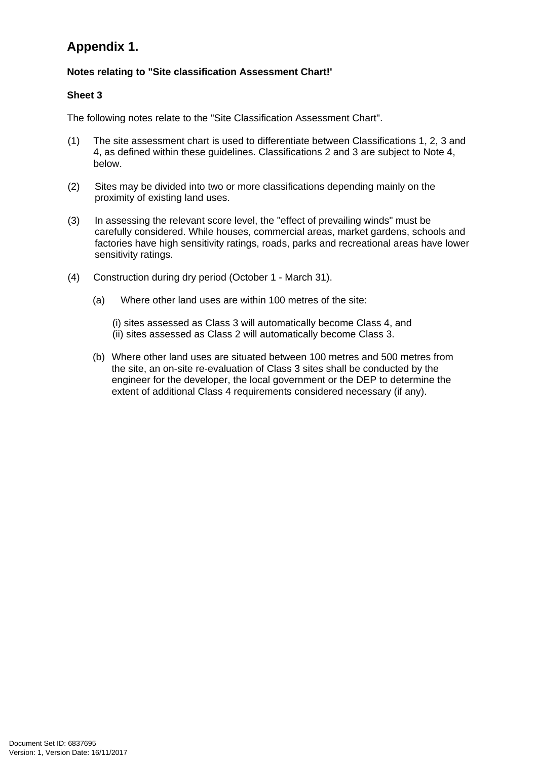# Appendix 1.

**Notes relating to "Site classification Assessment Chart!'**

**Sheet 3**

The following notes relate to the "Site Classification Assessment Chart".

(1) The site assessment chart is used to differentiate between Classifications 1, 2, 3 and 4, as defined within these guidelines. Classifications 2 and 3 are subject to Note 4, below.

(2) Sites may be divided into two or more classifications depending mainly on the proximity of existing land uses.

(3) In assessing the relevant score level, the "effect of prevailing winds" must be carefully considered. While houses, commercial areas, market gardens, schools and factories have high sensitivity ratings, roads, parks and recreational areas have lower sensitivity ratings.

(4) Construction during dry period (October 1 - March 31).

(a) Where other land uses are within 100 metres of the site:

(i) sites assessed as Class 3 will automatically become Class 4, and
(ii) sites assessed as Class 2 will automatically become Class 3.

(b) Where other land uses are situated between 100 metres and 500 metres from the site, an on-site re-evaluation of Class 3 sites shall be conducted by the engineer for the developer, the local government or the DEP to determine the extent of additional Class 4 requirements considered necessary (if any).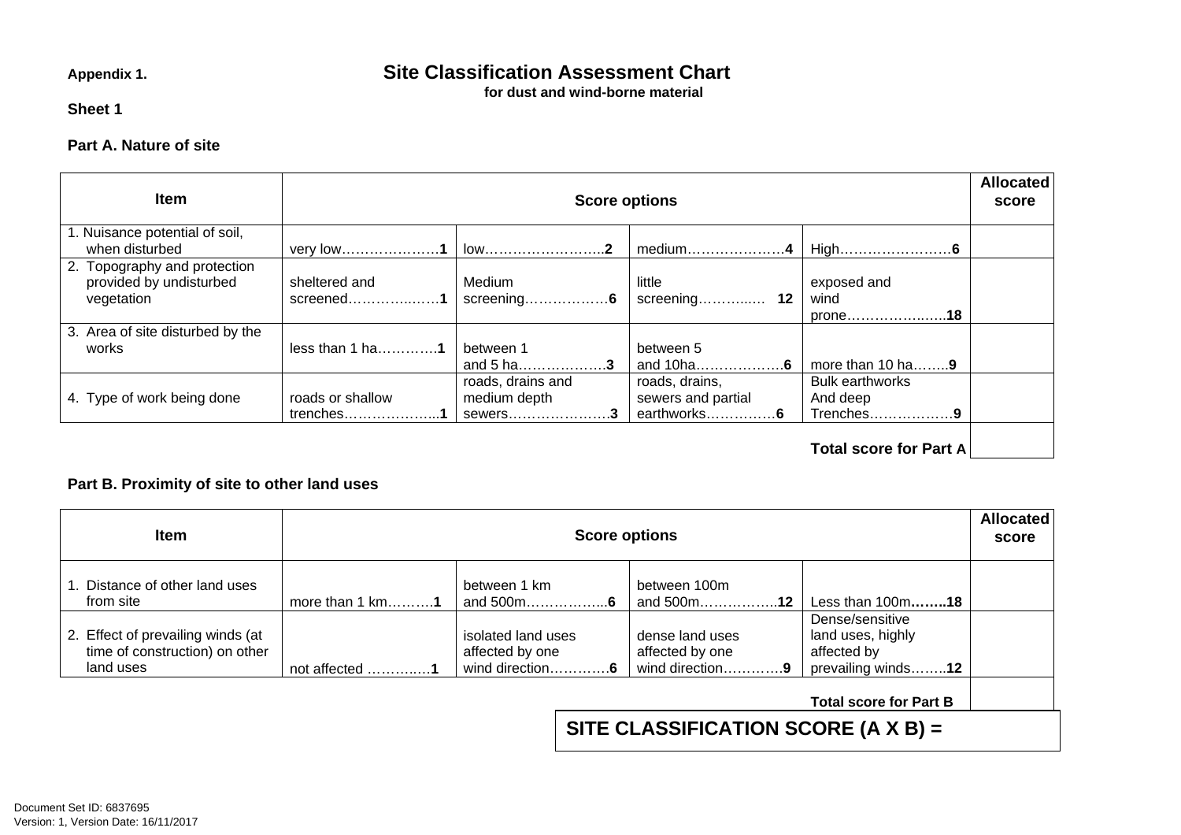**Appendix 1.**

## Site Classification Assessment Chart

**for dust and wind-borne material**

**Sheet 1**

**Part A. Nature of site**

| Item | Score options | | | | Allocated score |
|---|---|---|---|---|---|
| 1. Nuisance potential of soil, when disturbed | very low…………………**1** | low……………………..**2** | medium…………………**4** | High……………………**6** | |
| 2. Topography and protection provided by undisturbed vegetation | sheltered and screened…………..…**1** | Medium screening………………**6** | little screening………..… **12** | exposed and wind prone………………..**18** | |
| 3. Area of site disturbed by the works | less than 1 ha…………**1** | between 1 and 5 ha………………**3** | between 5 and 10ha………………**6** | more than 10 ha……..**9** | |
| 4. Type of work being done | roads or shallow trenches………………..**1** | roads, drains and medium depth sewers………………….**3** | roads, drains, sewers and partial earthworks……………**6** | Bulk earthworks And deep Trenches………………**9** | |
| | | | | **Total score for Part A** | |

**Part B. Proximity of site to other land uses**

| Item | Score options | | | | Allocated score |
|---|---|---|---|---|---|
| 1. Distance of other land uses from site | more than 1 km……….**1** | between 1 km and 500m……………...**6** | between 100m and 500m……………..**12** | Less than 100m……..**18** | |
| 2. Effect of prevailing winds (at time of construction) on other land uses | not affected ………..…**1** | isolated land uses affected by one wind direction…………**6** | dense land uses affected by one wind direction…………**9** | Dense/sensitive land uses, highly affected by prevailing winds……..**12** | |
| | | | | **Total score for Part B** | |

**SITE CLASSIFICATION SCORE (A X B) =**

Document Set ID: 6837695
Version: 1, Version Date: 16/11/2017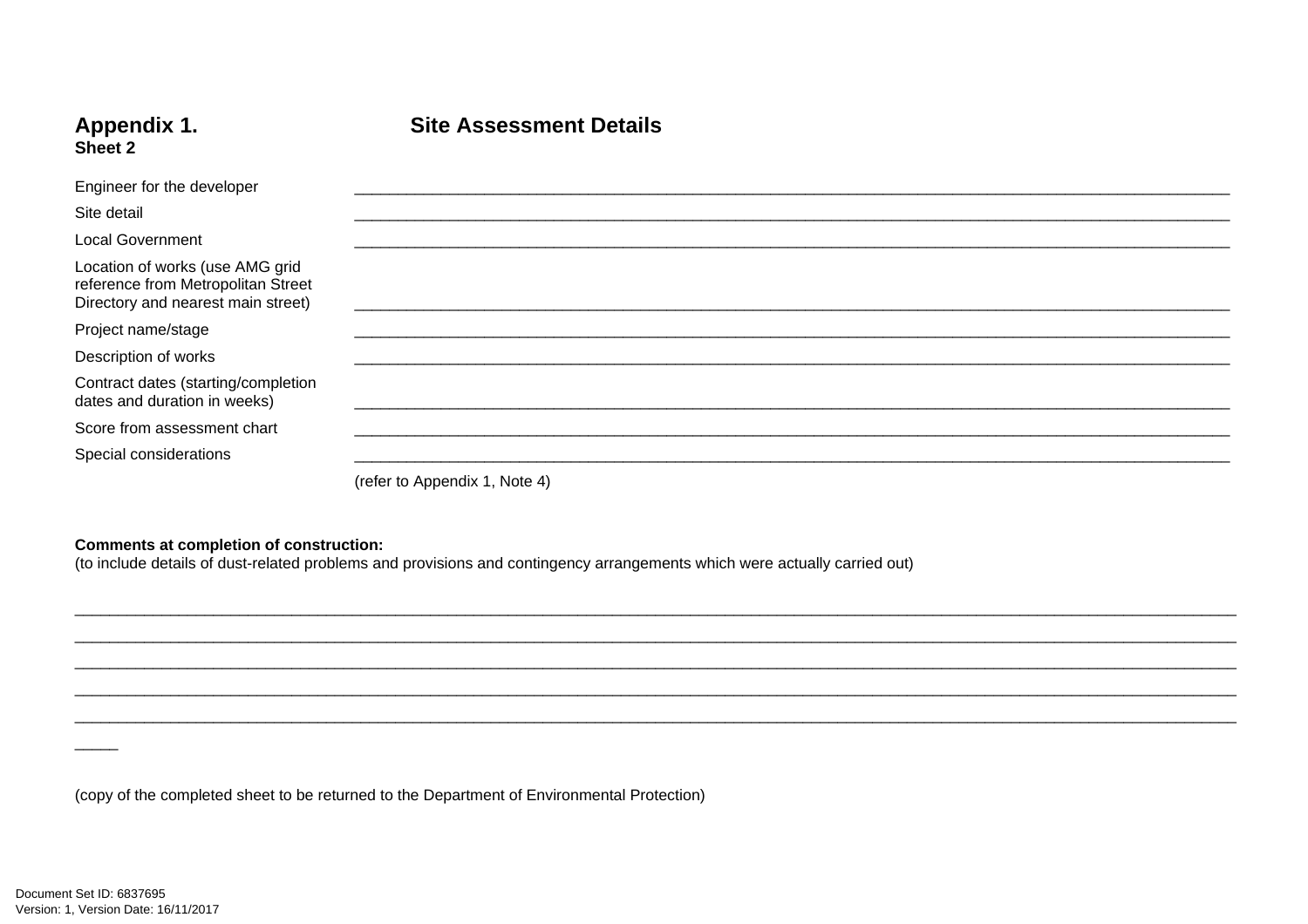## Appendix 1. Site Assessment Details
**Sheet 2**

Engineer for the developer ______________________________________________

Site detail ______________________________________________

Local Government ______________________________________________

Location of works (use AMG grid reference from Metropolitan Street Directory and nearest main street) ______________________________________________

Project name/stage ______________________________________________

Description of works ______________________________________________

Contract dates (starting/completion dates and duration in weeks) ______________________________________________

Score from assessment chart ______________________________________________

Special considerations ______________________________________________

(refer to Appendix 1, Note 4)

**Comments at completion of construction:**
(to include details of dust-related problems and provisions and contingency arrangements which were actually carried out)

______________________________________________________________________________

______________________________________________________________________________

______________________________________________________________________________

______________________________________________________________________________

______________________________________________________________________________

_____

(copy of the completed sheet to be returned to the Department of Environmental Protection)

Document Set ID: 6837695
Version: 1, Version Date: 16/11/2017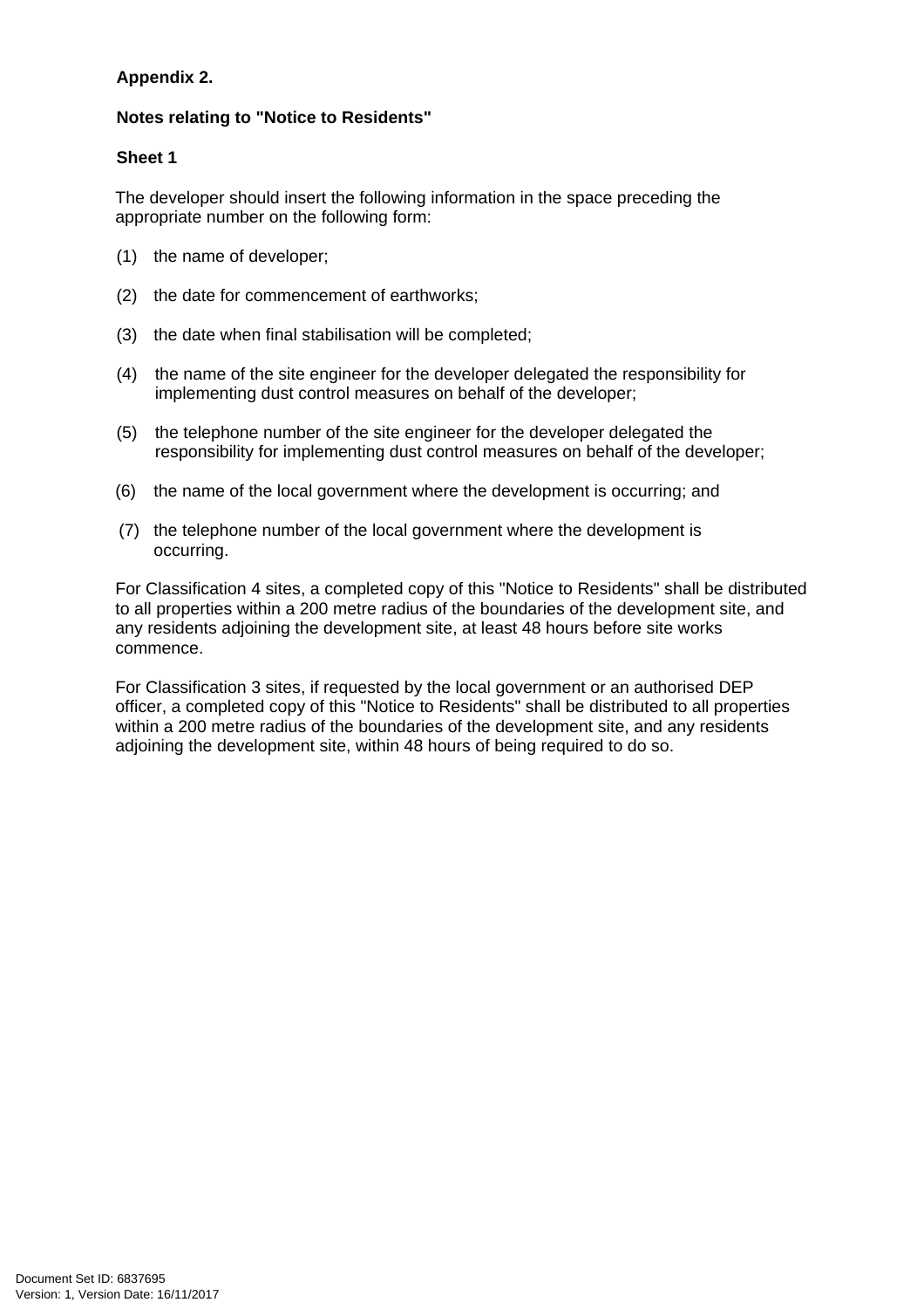**Appendix 2.**

**Notes relating to "Notice to Residents"**

**Sheet 1**

The developer should insert the following information in the space preceding the appropriate number on the following form:

(1) the name of developer;

(2) the date for commencement of earthworks;

(3) the date when final stabilisation will be completed;

(4) the name of the site engineer for the developer delegated the responsibility for implementing dust control measures on behalf of the developer;

(5) the telephone number of the site engineer for the developer delegated the responsibility for implementing dust control measures on behalf of the developer;

(6) the name of the local government where the development is occurring; and

(7) the telephone number of the local government where the development is occurring.

For Classification 4 sites, a completed copy of this "Notice to Residents" shall be distributed to all properties within a 200 metre radius of the boundaries of the development site, and any residents adjoining the development site, at least 48 hours before site works commence.

For Classification 3 sites, if requested by the local government or an authorised DEP officer, a completed copy of this "Notice to Residents" shall be distributed to all properties within a 200 metre radius of the boundaries of the development site, and any residents adjoining the development site, within 48 hours of being required to do so.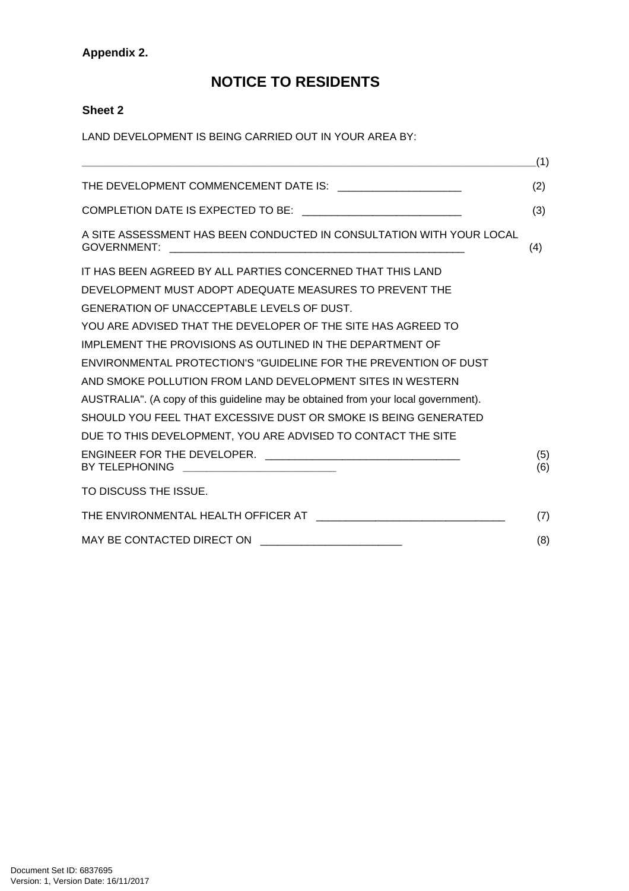**Appendix 2.**

# NOTICE TO RESIDENTS

**Sheet 2**

LAND DEVELOPMENT IS BEING CARRIED OUT IN YOUR AREA BY:

_____________________________________________________________________________(1)

THE DEVELOPMENT COMMENCEMENT DATE IS: ____________________ (2)

COMPLETION DATE IS EXPECTED TO BE: __________________________ (3)

A SITE ASSESSMENT HAS BEEN CONDUCTED IN CONSULTATION WITH YOUR LOCAL GOVERNMENT: _______________________________________________ (4)

IT HAS BEEN AGREED BY ALL PARTIES CONCERNED THAT THIS LAND DEVELOPMENT MUST ADOPT ADEQUATE MEASURES TO PREVENT THE GENERATION OF UNACCEPTABLE LEVELS OF DUST.

YOU ARE ADVISED THAT THE DEVELOPER OF THE SITE HAS AGREED TO IMPLEMENT THE PROVISIONS AS OUTLINED IN THE DEPARTMENT OF ENVIRONMENTAL PROTECTION'S "GUIDELINE FOR THE PREVENTION OF DUST AND SMOKE POLLUTION FROM LAND DEVELOPMENT SITES IN WESTERN AUSTRALIA". (A copy of this guideline may be obtained from your local government).

SHOULD YOU FEEL THAT EXCESSIVE DUST OR SMOKE IS BEING GENERATED DUE TO THIS DEVELOPMENT, YOU ARE ADVISED TO CONTACT THE SITE ENGINEER FOR THE DEVELOPER. ________________________________ (5)
BY TELEPHONING _________________________ (6)

TO DISCUSS THE ISSUE.

THE ENVIRONMENTAL HEALTH OFFICER AT _______________________________ (7)

MAY BE CONTACTED DIRECT ON _______________________ (8)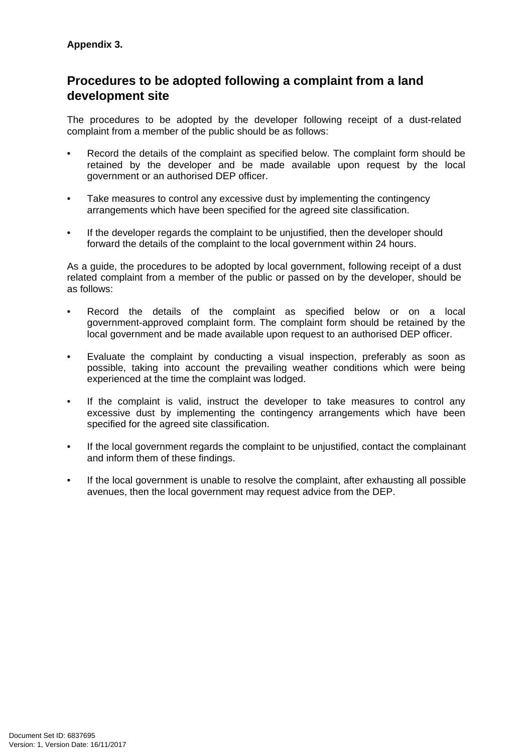**Appendix 3.**

## Procedures to be adopted following a complaint from a land development site

The procedures to be adopted by the developer following receipt of a dust-related complaint from a member of the public should be as follows:

- Record the details of the complaint as specified below. The complaint form should be retained by the developer and be made available upon request by the local government or an authorised DEP officer.

- Take measures to control any excessive dust by implementing the contingency arrangements which have been specified for the agreed site classification.

- If the developer regards the complaint to be unjustified, then the developer should forward the details of the complaint to the local government within 24 hours.

As a guide, the procedures to be adopted by local government, following receipt of a dust related complaint from a member of the public or passed on by the developer, should be as follows:

- Record the details of the complaint as specified below or on a local government-approved complaint form. The complaint form should be retained by the local government and be made available upon request to an authorised DEP officer.

- Evaluate the complaint by conducting a visual inspection, preferably as soon as possible, taking into account the prevailing weather conditions which were being experienced at the time the complaint was lodged.

- If the complaint is valid, instruct the developer to take measures to control any excessive dust by implementing the contingency arrangements which have been specified for the agreed site classification.

- If the local government regards the complaint to be unjustified, contact the complainant and inform them of these findings.

- If the local government is unable to resolve the complaint, after exhausting all possible avenues, then the local government may request advice from the DEP.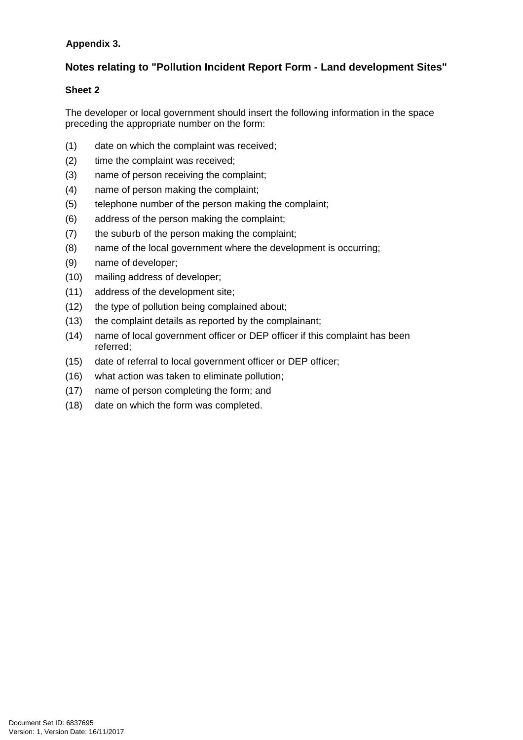**Appendix 3.**

## Notes relating to "Pollution Incident Report Form - Land development Sites"

### Sheet 2

The developer or local government should insert the following information in the space preceding the appropriate number on the form:

(1) date on which the complaint was received;

(2) time the complaint was received;

(3) name of person receiving the complaint;

(4) name of person making the complaint;

(5) telephone number of the person making the complaint;

(6) address of the person making the complaint;

(7) the suburb of the person making the complaint;

(8) name of the local government where the development is occurring;

(9) name of developer;

(10) mailing address of developer;

(11) address of the development site;

(12) the type of pollution being complained about;

(13) the complaint details as reported by the complainant;

(14) name of local government officer or DEP officer if this complaint has been referred;

(15) date of referral to local government officer or DEP officer;

(16) what action was taken to eliminate pollution;

(17) name of person completing the form; and

(18) date on which the form was completed.

Document Set ID: 6837695
Version: 1, Version Date: 16/11/2017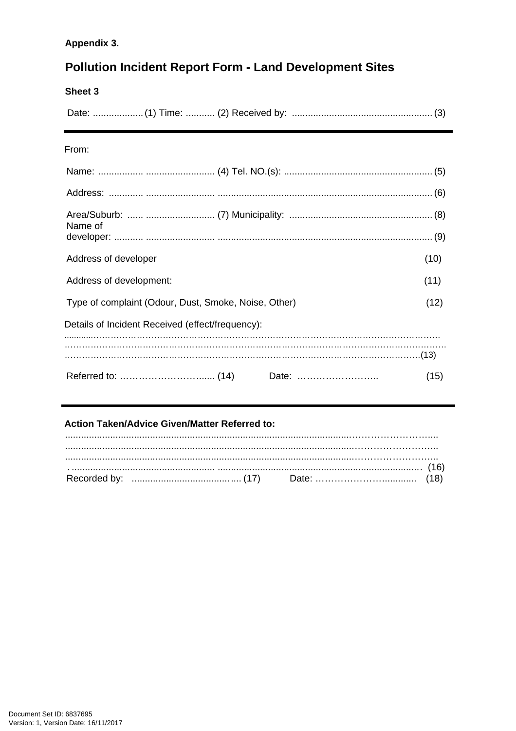**Appendix 3.**

## Pollution Incident Report Form - Land Development Sites

**Sheet 3**

Date: ................... (1) Time: ........... (2) Received by: .................................................... (3)

---

From:

Name: ................. .......................... (4) Tel. NO.(s): ........................................................ (5)

Address: ............. .......................... ................................................................................ (6)

Area/Suburb: ...... .......................... (7) Municipality: ...................................................... (8)

Name of developer: ........... .......................... ................................................................................ (9)

Address of developer (10)

Address of development: (11)

Type of complaint (Odour, Dust, Smoke, Noise, Other) (12)

Details of Incident Received (effect/frequency):
...........…………………………………………………………………………………………………………
……………………………………………………………………………………………………………………
………………………………………………………………………………………………………………(13)

Referred to: ………………………...... (14) Date: …………………….. (15)

---

**Action Taken/Advice Given/Matter Referred to:**
.............................................................................................................……………………...
.............................................................................................................……………………...
.............................................................................................................……………………...
. ...................................................... ............................................................................ (16)
Recorded by: ...................................... (17) Date: ………………………........... (18)

Document Set ID: 6837695
Version: 1, Version Date: 16/11/2017